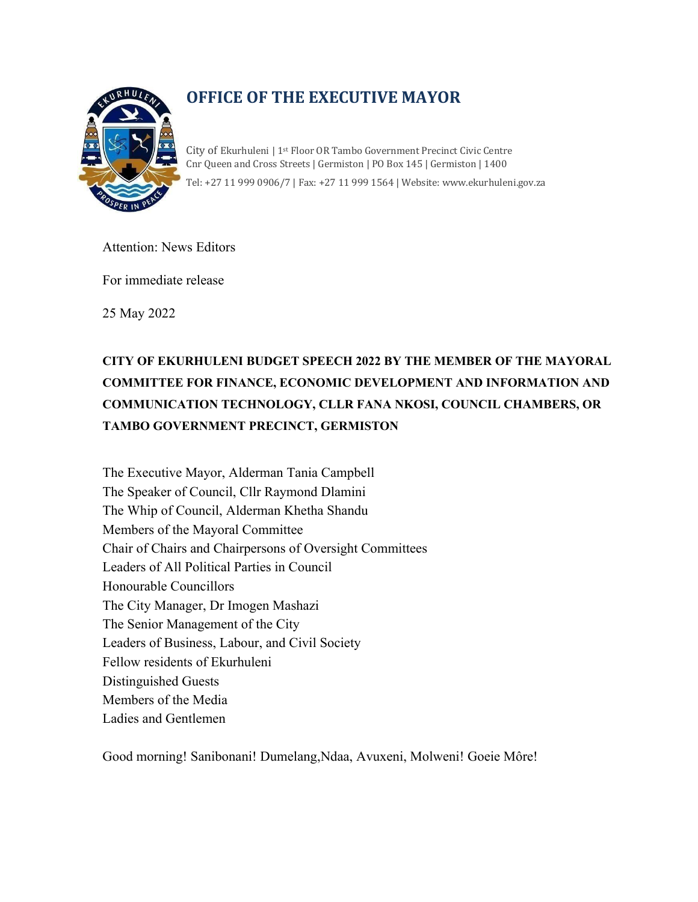# OFFICE OF THE EXECUTIVE MAYOR

City of Ekurhuleni | 1st Floor OR Tambo Government Precinct Civic Centre
Cnr Queen and Cross Streets | Germiston | PO Box 145 | Germiston | 1400
Tel: +27 11 999 0906/7 | Fax: +27 11 999 1564 | Website: www.ekurhuleni.gov.za

Attention: News Editors

For immediate release

25 May 2022

**CITY OF EKURHULENI BUDGET SPEECH 2022 BY THE MEMBER OF THE MAYORAL COMMITTEE FOR FINANCE, ECONOMIC DEVELOPMENT AND INFORMATION AND COMMUNICATION TECHNOLOGY, CLLR FANA NKOSI, COUNCIL CHAMBERS, OR TAMBO GOVERNMENT PRECINCT, GERMISTON**

The Executive Mayor, Alderman Tania Campbell
The Speaker of Council, Cllr Raymond Dlamini
The Whip of Council, Alderman Khetha Shandu
Members of the Mayoral Committee
Chair of Chairs and Chairpersons of Oversight Committees
Leaders of All Political Parties in Council
Honourable Councillors
The City Manager, Dr Imogen Mashazi
The Senior Management of the City
Leaders of Business, Labour, and Civil Society
Fellow residents of Ekurhuleni
Distinguished Guests
Members of the Media
Ladies and Gentlemen

Good morning! Sanibonani! Dumelang,Ndaa, Avuxeni, Molweni! Goeie Môre!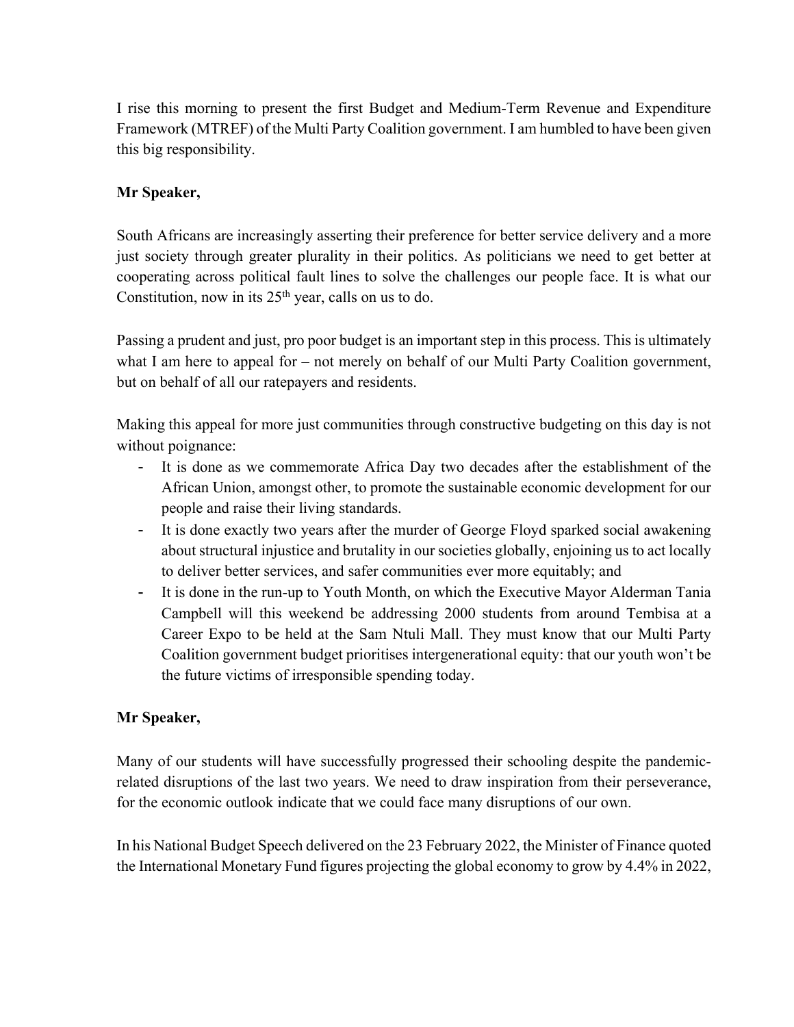I rise this morning to present the first Budget and Medium-Term Revenue and Expenditure Framework (MTREF) of the Multi Party Coalition government. I am humbled to have been given this big responsibility.

**Mr Speaker,**

South Africans are increasingly asserting their preference for better service delivery and a more just society through greater plurality in their politics. As politicians we need to get better at cooperating across political fault lines to solve the challenges our people face. It is what our Constitution, now in its 25th year, calls on us to do.

Passing a prudent and just, pro poor budget is an important step in this process. This is ultimately what I am here to appeal for – not merely on behalf of our Multi Party Coalition government, but on behalf of all our ratepayers and residents.

Making this appeal for more just communities through constructive budgeting on this day is not without poignance:

- It is done as we commemorate Africa Day two decades after the establishment of the African Union, amongst other, to promote the sustainable economic development for our people and raise their living standards.
- It is done exactly two years after the murder of George Floyd sparked social awakening about structural injustice and brutality in our societies globally, enjoining us to act locally to deliver better services, and safer communities ever more equitably; and
- It is done in the run-up to Youth Month, on which the Executive Mayor Alderman Tania Campbell will this weekend be addressing 2000 students from around Tembisa at a Career Expo to be held at the Sam Ntuli Mall. They must know that our Multi Party Coalition government budget prioritises intergenerational equity: that our youth won't be the future victims of irresponsible spending today.

**Mr Speaker,**

Many of our students will have successfully progressed their schooling despite the pandemic-related disruptions of the last two years. We need to draw inspiration from their perseverance, for the economic outlook indicate that we could face many disruptions of our own.

In his National Budget Speech delivered on the 23 February 2022, the Minister of Finance quoted the International Monetary Fund figures projecting the global economy to grow by 4.4% in 2022,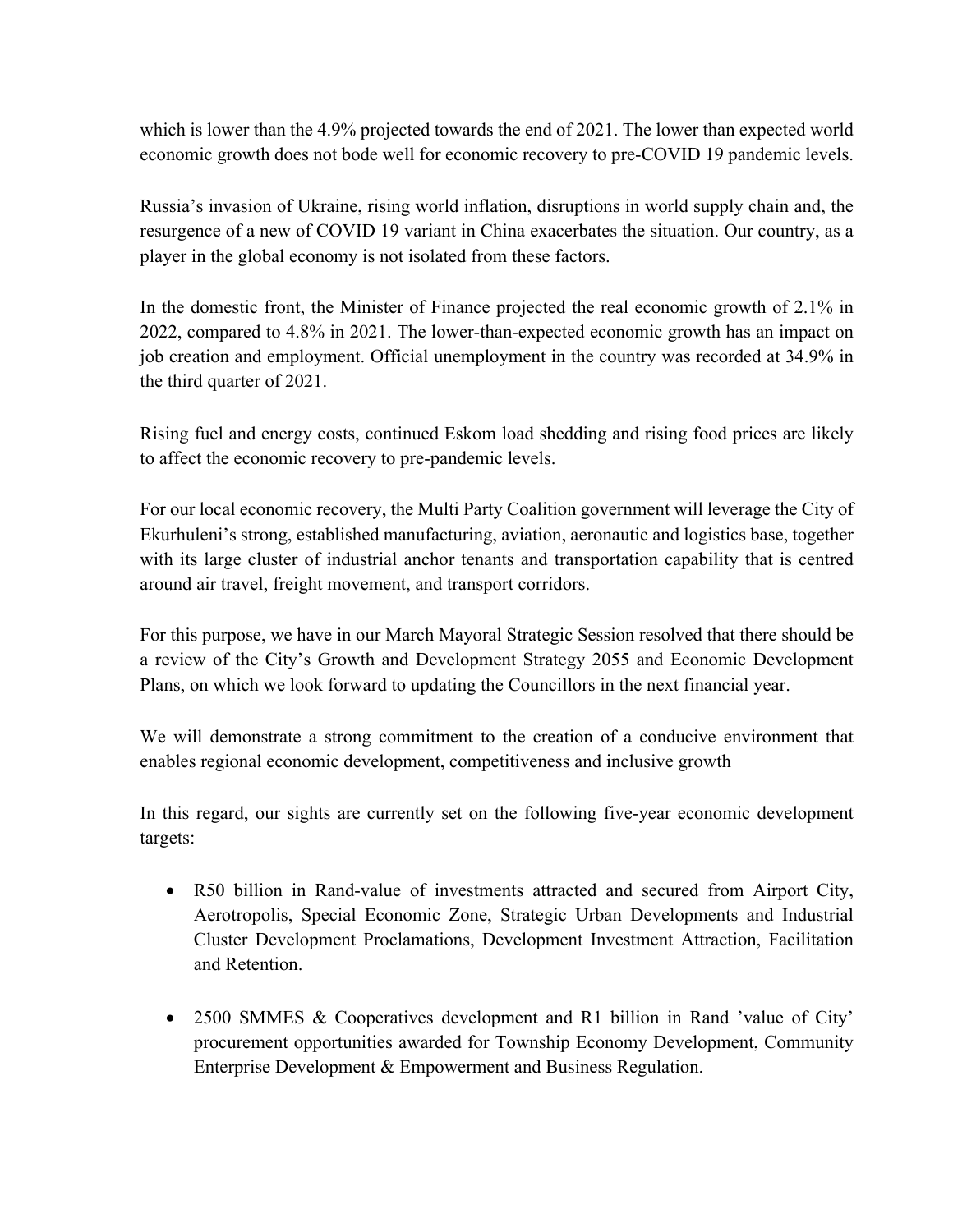which is lower than the 4.9% projected towards the end of 2021. The lower than expected world economic growth does not bode well for economic recovery to pre-COVID 19 pandemic levels.

Russia's invasion of Ukraine, rising world inflation, disruptions in world supply chain and, the resurgence of a new of COVID 19 variant in China exacerbates the situation. Our country, as a player in the global economy is not isolated from these factors.

In the domestic front, the Minister of Finance projected the real economic growth of 2.1% in 2022, compared to 4.8% in 2021. The lower-than-expected economic growth has an impact on job creation and employment. Official unemployment in the country was recorded at 34.9% in the third quarter of 2021.

Rising fuel and energy costs, continued Eskom load shedding and rising food prices are likely to affect the economic recovery to pre-pandemic levels.

For our local economic recovery, the Multi Party Coalition government will leverage the City of Ekurhuleni's strong, established manufacturing, aviation, aeronautic and logistics base, together with its large cluster of industrial anchor tenants and transportation capability that is centred around air travel, freight movement, and transport corridors.

For this purpose, we have in our March Mayoral Strategic Session resolved that there should be a review of the City's Growth and Development Strategy 2055 and Economic Development Plans, on which we look forward to updating the Councillors in the next financial year.

We will demonstrate a strong commitment to the creation of a conducive environment that enables regional economic development, competitiveness and inclusive growth

In this regard, our sights are currently set on the following five-year economic development targets:

- R50 billion in Rand-value of investments attracted and secured from Airport City, Aerotropolis, Special Economic Zone, Strategic Urban Developments and Industrial Cluster Development Proclamations, Development Investment Attraction, Facilitation and Retention.

- 2500 SMMES & Cooperatives development and R1 billion in Rand 'value of City' procurement opportunities awarded for Township Economy Development, Community Enterprise Development & Empowerment and Business Regulation.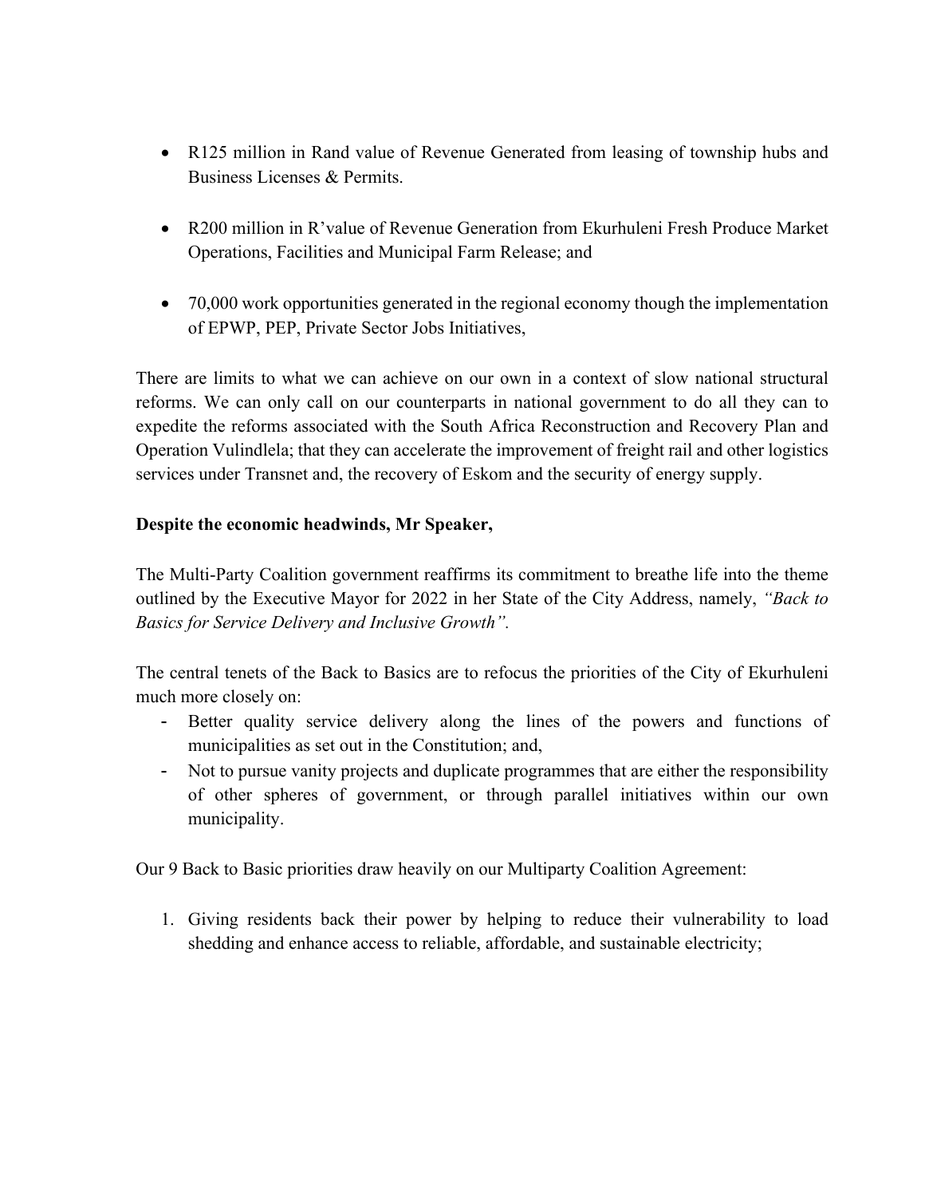- R125 million in Rand value of Revenue Generated from leasing of township hubs and Business Licenses & Permits.

- R200 million in R'value of Revenue Generation from Ekurhuleni Fresh Produce Market Operations, Facilities and Municipal Farm Release; and

- 70,000 work opportunities generated in the regional economy though the implementation of EPWP, PEP, Private Sector Jobs Initiatives,

There are limits to what we can achieve on our own in a context of slow national structural reforms. We can only call on our counterparts in national government to do all they can to expedite the reforms associated with the South Africa Reconstruction and Recovery Plan and Operation Vulindlela; that they can accelerate the improvement of freight rail and other logistics services under Transnet and, the recovery of Eskom and the security of energy supply.

**Despite the economic headwinds, Mr Speaker,**

The Multi-Party Coalition government reaffirms its commitment to breathe life into the theme outlined by the Executive Mayor for 2022 in her State of the City Address, namely, *"Back to Basics for Service Delivery and Inclusive Growth".*

The central tenets of the Back to Basics are to refocus the priorities of the City of Ekurhuleni much more closely on:

- Better quality service delivery along the lines of the powers and functions of municipalities as set out in the Constitution; and,
- Not to pursue vanity projects and duplicate programmes that are either the responsibility of other spheres of government, or through parallel initiatives within our own municipality.

Our 9 Back to Basic priorities draw heavily on our Multiparty Coalition Agreement:

1. Giving residents back their power by helping to reduce their vulnerability to load shedding and enhance access to reliable, affordable, and sustainable electricity;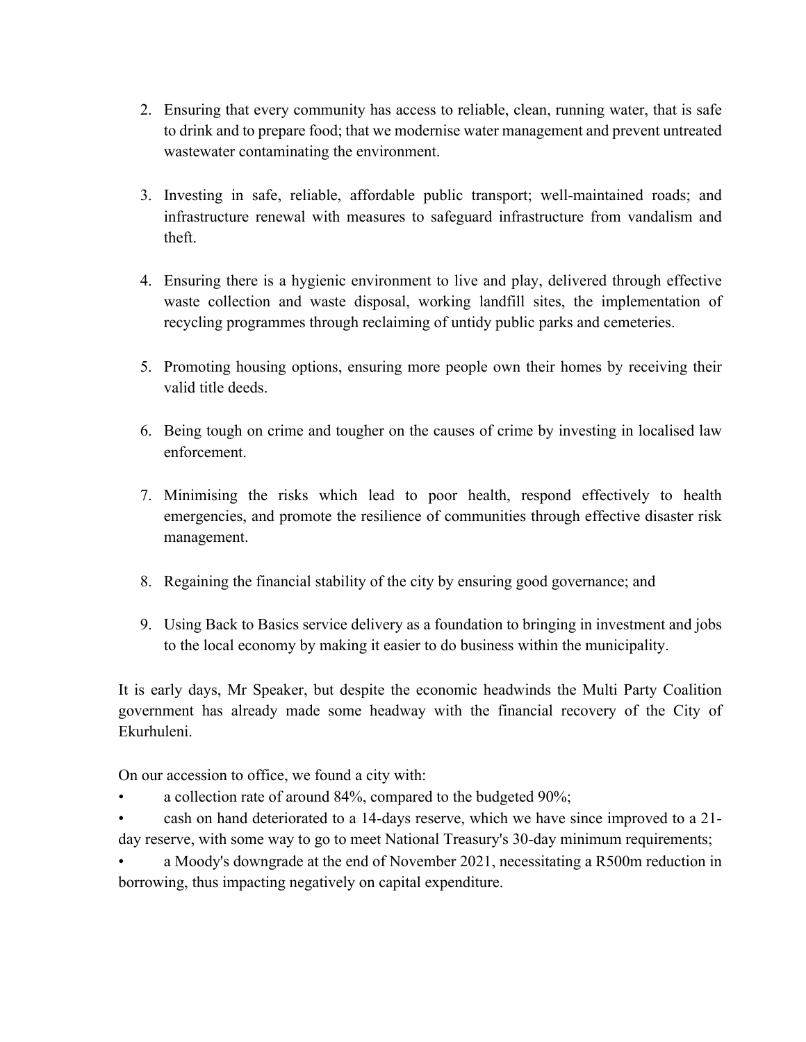2. Ensuring that every community has access to reliable, clean, running water, that is safe to drink and to prepare food; that we modernise water management and prevent untreated wastewater contaminating the environment.

3. Investing in safe, reliable, affordable public transport; well-maintained roads; and infrastructure renewal with measures to safeguard infrastructure from vandalism and theft.

4. Ensuring there is a hygienic environment to live and play, delivered through effective waste collection and waste disposal, working landfill sites, the implementation of recycling programmes through reclaiming of untidy public parks and cemeteries.

5. Promoting housing options, ensuring more people own their homes by receiving their valid title deeds.

6. Being tough on crime and tougher on the causes of crime by investing in localised law enforcement.

7. Minimising the risks which lead to poor health, respond effectively to health emergencies, and promote the resilience of communities through effective disaster risk management.

8. Regaining the financial stability of the city by ensuring good governance; and

9. Using Back to Basics service delivery as a foundation to bringing in investment and jobs to the local economy by making it easier to do business within the municipality.

It is early days, Mr Speaker, but despite the economic headwinds the Multi Party Coalition government has already made some headway with the financial recovery of the City of Ekurhuleni.

On our accession to office, we found a city with:

- a collection rate of around 84%, compared to the budgeted 90%;
- cash on hand deteriorated to a 14-days reserve, which we have since improved to a 21-day reserve, with some way to go to meet National Treasury's 30-day minimum requirements;
- a Moody's downgrade at the end of November 2021, necessitating a R500m reduction in borrowing, thus impacting negatively on capital expenditure.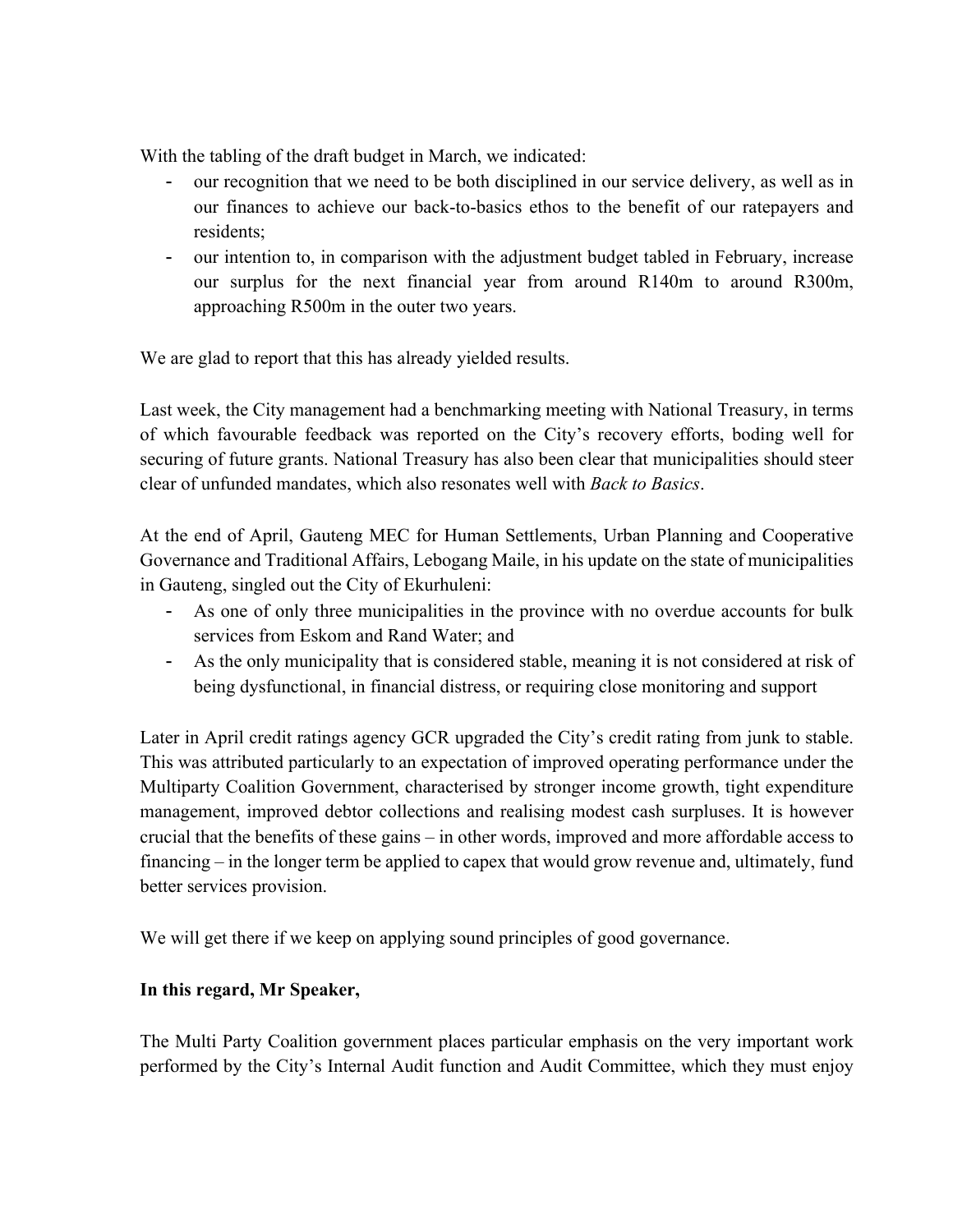With the tabling of the draft budget in March, we indicated:

- our recognition that we need to be both disciplined in our service delivery, as well as in our finances to achieve our back-to-basics ethos to the benefit of our ratepayers and residents;
- our intention to, in comparison with the adjustment budget tabled in February, increase our surplus for the next financial year from around R140m to around R300m, approaching R500m in the outer two years.

We are glad to report that this has already yielded results.

Last week, the City management had a benchmarking meeting with National Treasury, in terms of which favourable feedback was reported on the City's recovery efforts, boding well for securing of future grants. National Treasury has also been clear that municipalities should steer clear of unfunded mandates, which also resonates well with *Back to Basics*.

At the end of April, Gauteng MEC for Human Settlements, Urban Planning and Cooperative Governance and Traditional Affairs, Lebogang Maile, in his update on the state of municipalities in Gauteng, singled out the City of Ekurhuleni:

- As one of only three municipalities in the province with no overdue accounts for bulk services from Eskom and Rand Water; and
- As the only municipality that is considered stable, meaning it is not considered at risk of being dysfunctional, in financial distress, or requiring close monitoring and support

Later in April credit ratings agency GCR upgraded the City's credit rating from junk to stable. This was attributed particularly to an expectation of improved operating performance under the Multiparty Coalition Government, characterised by stronger income growth, tight expenditure management, improved debtor collections and realising modest cash surpluses. It is however crucial that the benefits of these gains – in other words, improved and more affordable access to financing – in the longer term be applied to capex that would grow revenue and, ultimately, fund better services provision.

We will get there if we keep on applying sound principles of good governance.

**In this regard, Mr Speaker,**

The Multi Party Coalition government places particular emphasis on the very important work performed by the City's Internal Audit function and Audit Committee, which they must enjoy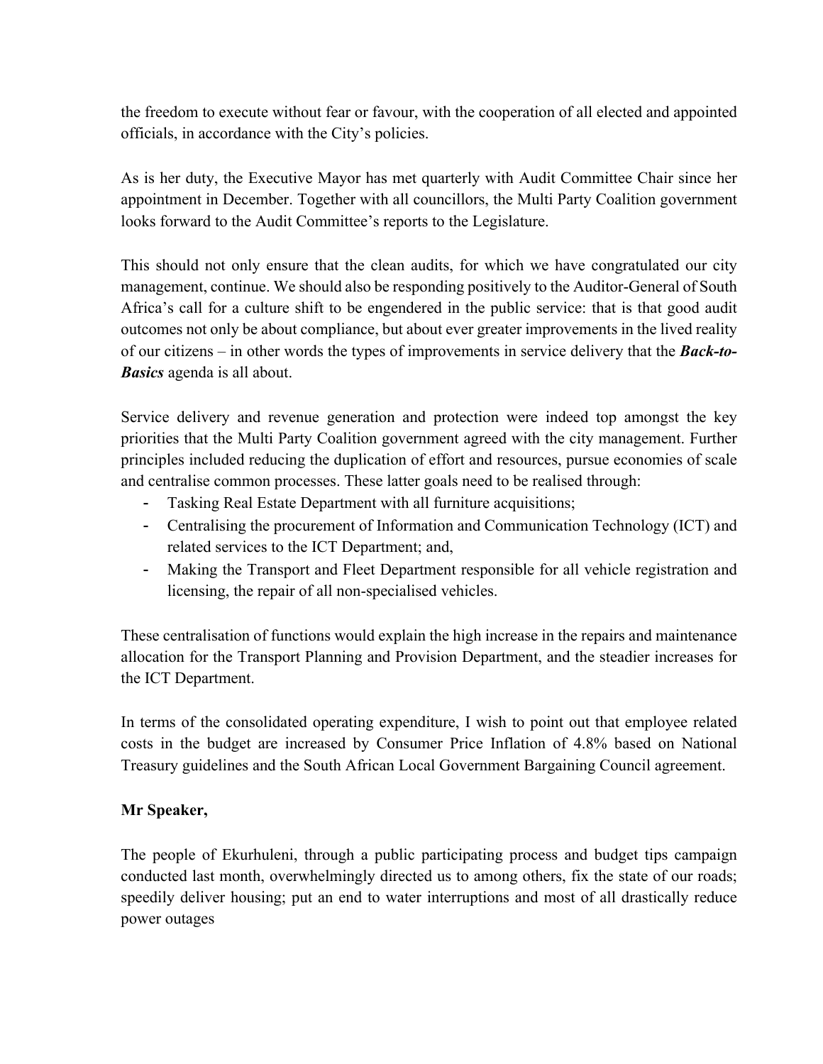the freedom to execute without fear or favour, with the cooperation of all elected and appointed officials, in accordance with the City's policies.

As is her duty, the Executive Mayor has met quarterly with Audit Committee Chair since her appointment in December. Together with all councillors, the Multi Party Coalition government looks forward to the Audit Committee's reports to the Legislature.

This should not only ensure that the clean audits, for which we have congratulated our city management, continue. We should also be responding positively to the Auditor-General of South Africa's call for a culture shift to be engendered in the public service: that is that good audit outcomes not only be about compliance, but about ever greater improvements in the lived reality of our citizens – in other words the types of improvements in service delivery that the ***Back-to-Basics*** agenda is all about.

Service delivery and revenue generation and protection were indeed top amongst the key priorities that the Multi Party Coalition government agreed with the city management. Further principles included reducing the duplication of effort and resources, pursue economies of scale and centralise common processes. These latter goals need to be realised through:

- Tasking Real Estate Department with all furniture acquisitions;
- Centralising the procurement of Information and Communication Technology (ICT) and related services to the ICT Department; and,
- Making the Transport and Fleet Department responsible for all vehicle registration and licensing, the repair of all non-specialised vehicles.

These centralisation of functions would explain the high increase in the repairs and maintenance allocation for the Transport Planning and Provision Department, and the steadier increases for the ICT Department.

In terms of the consolidated operating expenditure, I wish to point out that employee related costs in the budget are increased by Consumer Price Inflation of 4.8% based on National Treasury guidelines and the South African Local Government Bargaining Council agreement.

**Mr Speaker,**

The people of Ekurhuleni, through a public participating process and budget tips campaign conducted last month, overwhelmingly directed us to among others, fix the state of our roads; speedily deliver housing; put an end to water interruptions and most of all drastically reduce power outages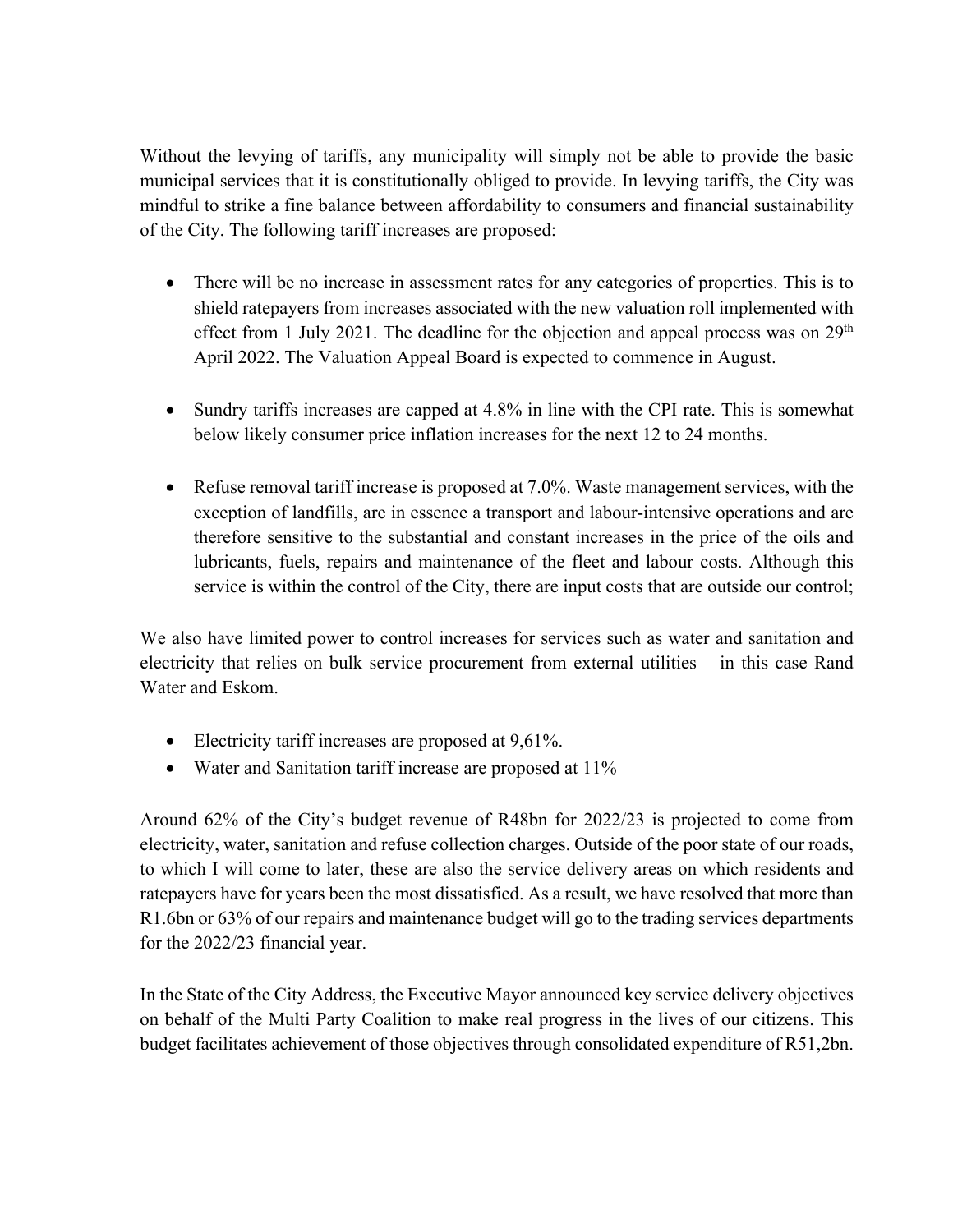Without the levying of tariffs, any municipality will simply not be able to provide the basic municipal services that it is constitutionally obliged to provide. In levying tariffs, the City was mindful to strike a fine balance between affordability to consumers and financial sustainability of the City. The following tariff increases are proposed:

- There will be no increase in assessment rates for any categories of properties. This is to shield ratepayers from increases associated with the new valuation roll implemented with effect from 1 July 2021. The deadline for the objection and appeal process was on 29th April 2022. The Valuation Appeal Board is expected to commence in August.

- Sundry tariffs increases are capped at 4.8% in line with the CPI rate. This is somewhat below likely consumer price inflation increases for the next 12 to 24 months.

- Refuse removal tariff increase is proposed at 7.0%. Waste management services, with the exception of landfills, are in essence a transport and labour-intensive operations and are therefore sensitive to the substantial and constant increases in the price of the oils and lubricants, fuels, repairs and maintenance of the fleet and labour costs. Although this service is within the control of the City, there are input costs that are outside our control;

We also have limited power to control increases for services such as water and sanitation and electricity that relies on bulk service procurement from external utilities – in this case Rand Water and Eskom.

- Electricity tariff increases are proposed at 9,61%.
- Water and Sanitation tariff increase are proposed at 11%

Around 62% of the City's budget revenue of R48bn for 2022/23 is projected to come from electricity, water, sanitation and refuse collection charges. Outside of the poor state of our roads, to which I will come to later, these are also the service delivery areas on which residents and ratepayers have for years been the most dissatisfied. As a result, we have resolved that more than R1.6bn or 63% of our repairs and maintenance budget will go to the trading services departments for the 2022/23 financial year.

In the State of the City Address, the Executive Mayor announced key service delivery objectives on behalf of the Multi Party Coalition to make real progress in the lives of our citizens. This budget facilitates achievement of those objectives through consolidated expenditure of R51,2bn.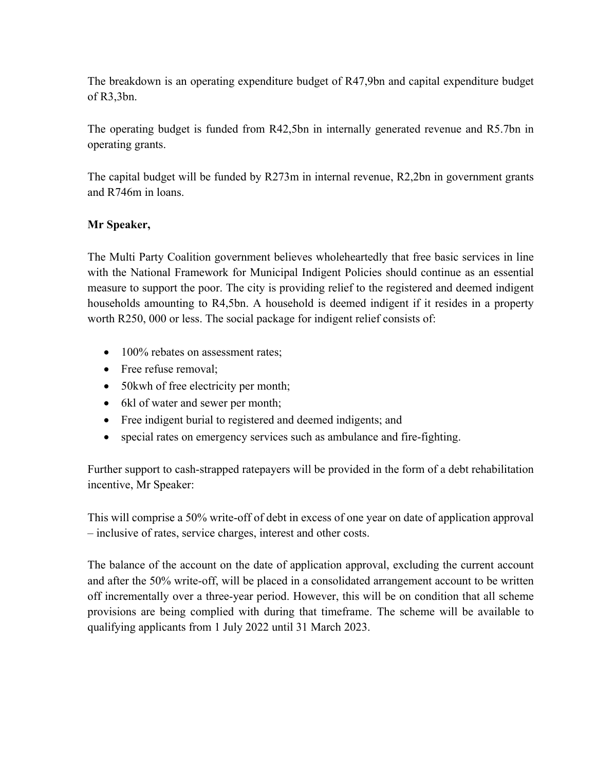The breakdown is an operating expenditure budget of R47,9bn and capital expenditure budget of R3,3bn.

The operating budget is funded from R42,5bn in internally generated revenue and R5.7bn in operating grants.

The capital budget will be funded by R273m in internal revenue, R2,2bn in government grants and R746m in loans.

**Mr Speaker,**

The Multi Party Coalition government believes wholeheartedly that free basic services in line with the National Framework for Municipal Indigent Policies should continue as an essential measure to support the poor. The city is providing relief to the registered and deemed indigent households amounting to R4,5bn. A household is deemed indigent if it resides in a property worth R250, 000 or less. The social package for indigent relief consists of:

- 100% rebates on assessment rates;
- Free refuse removal;
- 50kwh of free electricity per month;
- 6kl of water and sewer per month;
- Free indigent burial to registered and deemed indigents; and
- special rates on emergency services such as ambulance and fire-fighting.

Further support to cash-strapped ratepayers will be provided in the form of a debt rehabilitation incentive, Mr Speaker:

This will comprise a 50% write-off of debt in excess of one year on date of application approval – inclusive of rates, service charges, interest and other costs.

The balance of the account on the date of application approval, excluding the current account and after the 50% write-off, will be placed in a consolidated arrangement account to be written off incrementally over a three-year period. However, this will be on condition that all scheme provisions are being complied with during that timeframe. The scheme will be available to qualifying applicants from 1 July 2022 until 31 March 2023.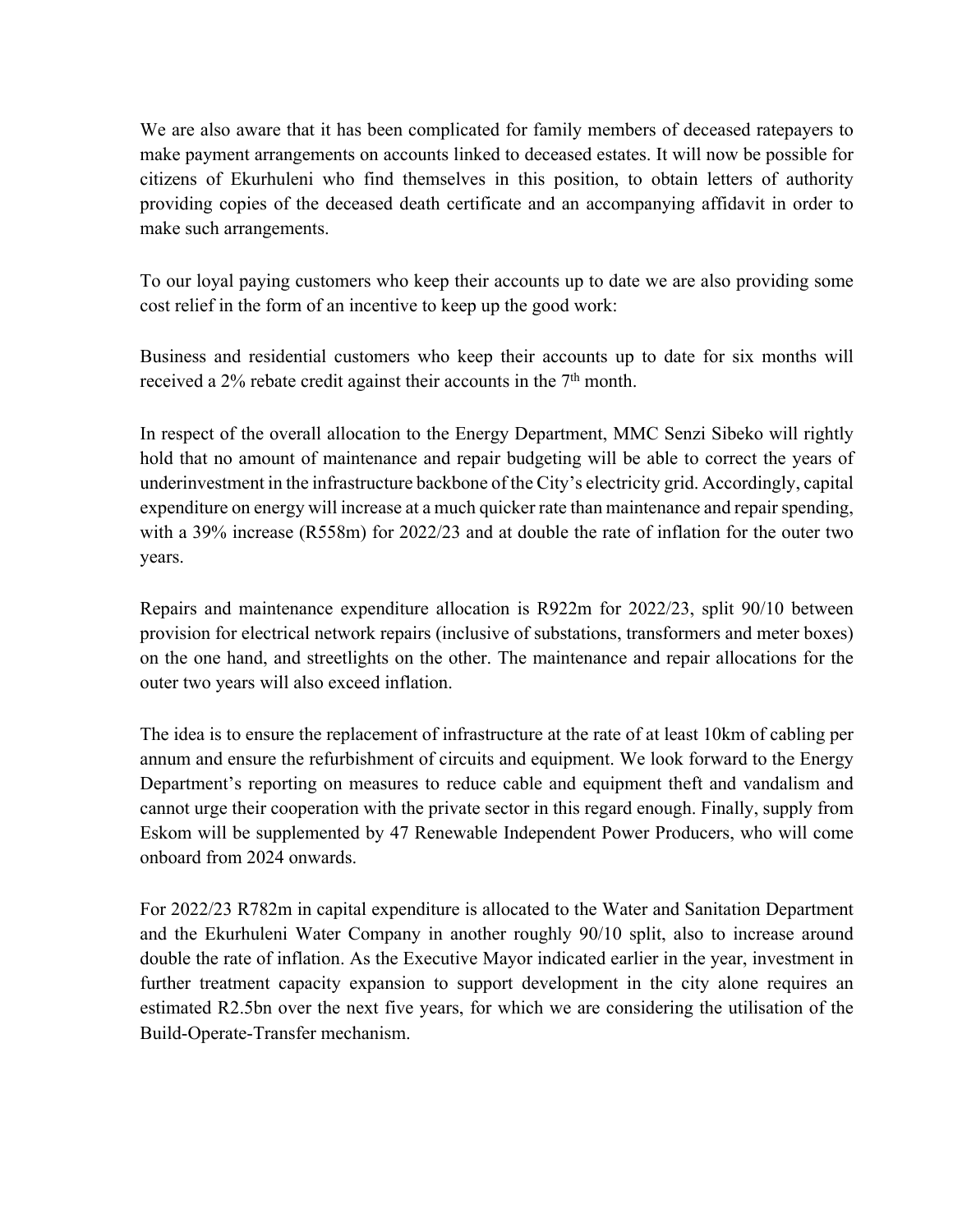We are also aware that it has been complicated for family members of deceased ratepayers to make payment arrangements on accounts linked to deceased estates. It will now be possible for citizens of Ekurhuleni who find themselves in this position, to obtain letters of authority providing copies of the deceased death certificate and an accompanying affidavit in order to make such arrangements.

To our loyal paying customers who keep their accounts up to date we are also providing some cost relief in the form of an incentive to keep up the good work:

Business and residential customers who keep their accounts up to date for six months will received a 2% rebate credit against their accounts in the 7th month.

In respect of the overall allocation to the Energy Department, MMC Senzi Sibeko will rightly hold that no amount of maintenance and repair budgeting will be able to correct the years of underinvestment in the infrastructure backbone of the City's electricity grid. Accordingly, capital expenditure on energy will increase at a much quicker rate than maintenance and repair spending, with a 39% increase (R558m) for 2022/23 and at double the rate of inflation for the outer two years.

Repairs and maintenance expenditure allocation is R922m for 2022/23, split 90/10 between provision for electrical network repairs (inclusive of substations, transformers and meter boxes) on the one hand, and streetlights on the other. The maintenance and repair allocations for the outer two years will also exceed inflation.

The idea is to ensure the replacement of infrastructure at the rate of at least 10km of cabling per annum and ensure the refurbishment of circuits and equipment. We look forward to the Energy Department's reporting on measures to reduce cable and equipment theft and vandalism and cannot urge their cooperation with the private sector in this regard enough. Finally, supply from Eskom will be supplemented by 47 Renewable Independent Power Producers, who will come onboard from 2024 onwards.

For 2022/23 R782m in capital expenditure is allocated to the Water and Sanitation Department and the Ekurhuleni Water Company in another roughly 90/10 split, also to increase around double the rate of inflation. As the Executive Mayor indicated earlier in the year, investment in further treatment capacity expansion to support development in the city alone requires an estimated R2.5bn over the next five years, for which we are considering the utilisation of the Build-Operate-Transfer mechanism.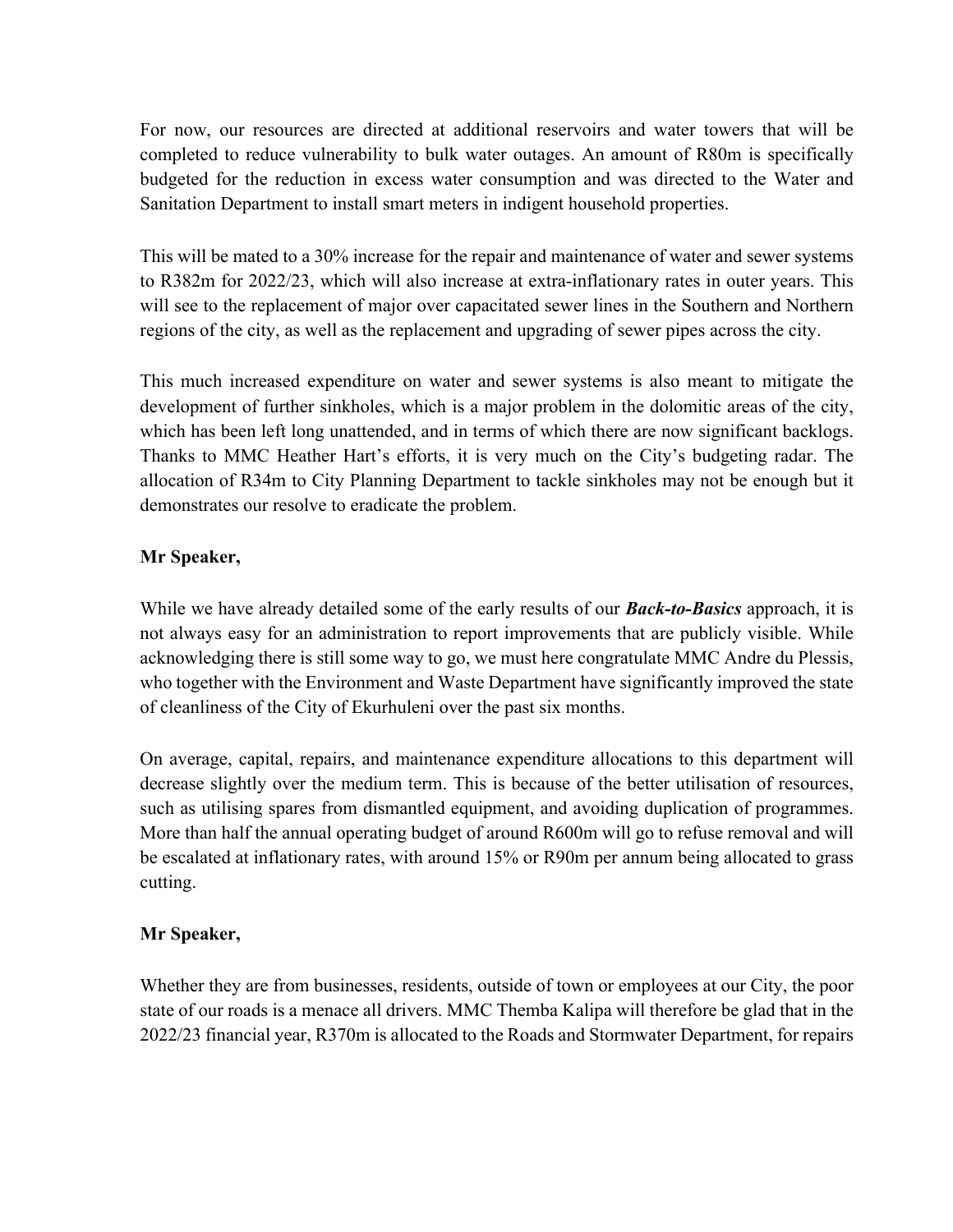For now, our resources are directed at additional reservoirs and water towers that will be completed to reduce vulnerability to bulk water outages. An amount of R80m is specifically budgeted for the reduction in excess water consumption and was directed to the Water and Sanitation Department to install smart meters in indigent household properties.

This will be mated to a 30% increase for the repair and maintenance of water and sewer systems to R382m for 2022/23, which will also increase at extra-inflationary rates in outer years. This will see to the replacement of major over capacitated sewer lines in the Southern and Northern regions of the city, as well as the replacement and upgrading of sewer pipes across the city.

This much increased expenditure on water and sewer systems is also meant to mitigate the development of further sinkholes, which is a major problem in the dolomitic areas of the city, which has been left long unattended, and in terms of which there are now significant backlogs. Thanks to MMC Heather Hart's efforts, it is very much on the City's budgeting radar. The allocation of R34m to City Planning Department to tackle sinkholes may not be enough but it demonstrates our resolve to eradicate the problem.

**Mr Speaker,**

While we have already detailed some of the early results of our ***Back-to-Basics*** approach, it is not always easy for an administration to report improvements that are publicly visible. While acknowledging there is still some way to go, we must here congratulate MMC Andre du Plessis, who together with the Environment and Waste Department have significantly improved the state of cleanliness of the City of Ekurhuleni over the past six months.

On average, capital, repairs, and maintenance expenditure allocations to this department will decrease slightly over the medium term. This is because of the better utilisation of resources, such as utilising spares from dismantled equipment, and avoiding duplication of programmes. More than half the annual operating budget of around R600m will go to refuse removal and will be escalated at inflationary rates, with around 15% or R90m per annum being allocated to grass cutting.

**Mr Speaker,**

Whether they are from businesses, residents, outside of town or employees at our City, the poor state of our roads is a menace all drivers. MMC Themba Kalipa will therefore be glad that in the 2022/23 financial year, R370m is allocated to the Roads and Stormwater Department, for repairs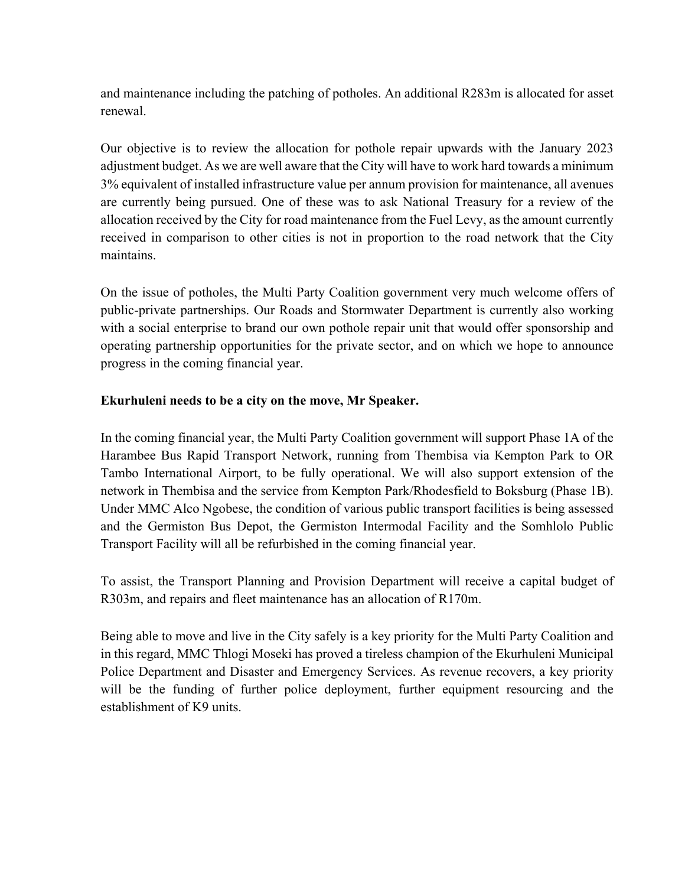and maintenance including the patching of potholes. An additional R283m is allocated for asset renewal.

Our objective is to review the allocation for pothole repair upwards with the January 2023 adjustment budget. As we are well aware that the City will have to work hard towards a minimum 3% equivalent of installed infrastructure value per annum provision for maintenance, all avenues are currently being pursued. One of these was to ask National Treasury for a review of the allocation received by the City for road maintenance from the Fuel Levy, as the amount currently received in comparison to other cities is not in proportion to the road network that the City maintains.

On the issue of potholes, the Multi Party Coalition government very much welcome offers of public-private partnerships. Our Roads and Stormwater Department is currently also working with a social enterprise to brand our own pothole repair unit that would offer sponsorship and operating partnership opportunities for the private sector, and on which we hope to announce progress in the coming financial year.

**Ekurhuleni needs to be a city on the move, Mr Speaker.**

In the coming financial year, the Multi Party Coalition government will support Phase 1A of the Harambee Bus Rapid Transport Network, running from Thembisa via Kempton Park to OR Tambo International Airport, to be fully operational. We will also support extension of the network in Thembisa and the service from Kempton Park/Rhodesfield to Boksburg (Phase 1B). Under MMC Alco Ngobese, the condition of various public transport facilities is being assessed and the Germiston Bus Depot, the Germiston Intermodal Facility and the Somhlolo Public Transport Facility will all be refurbished in the coming financial year.

To assist, the Transport Planning and Provision Department will receive a capital budget of R303m, and repairs and fleet maintenance has an allocation of R170m.

Being able to move and live in the City safely is a key priority for the Multi Party Coalition and in this regard, MMC Thlogi Moseki has proved a tireless champion of the Ekurhuleni Municipal Police Department and Disaster and Emergency Services. As revenue recovers, a key priority will be the funding of further police deployment, further equipment resourcing and the establishment of K9 units.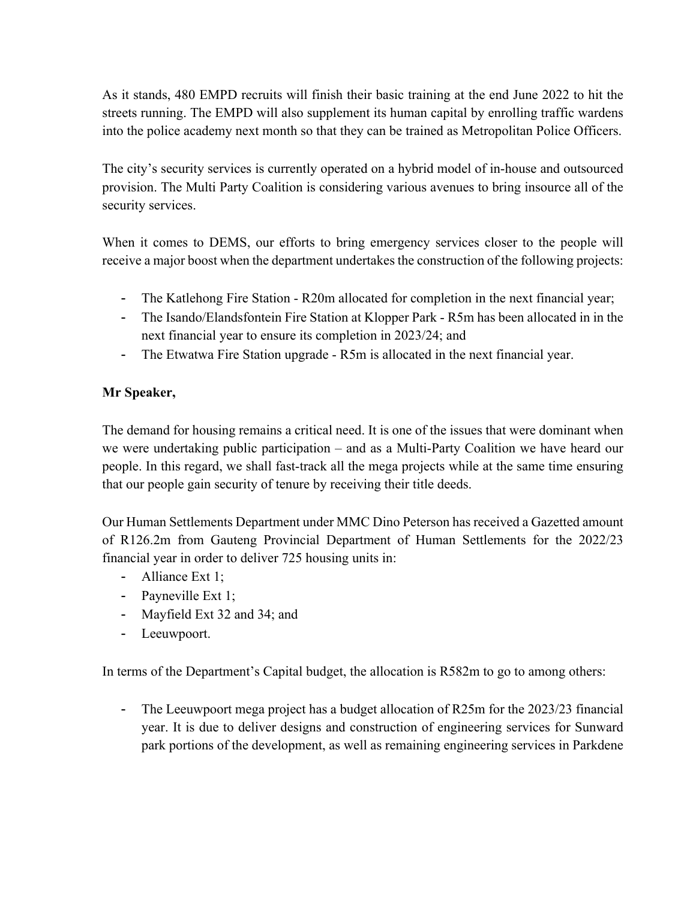As it stands, 480 EMPD recruits will finish their basic training at the end June 2022 to hit the streets running. The EMPD will also supplement its human capital by enrolling traffic wardens into the police academy next month so that they can be trained as Metropolitan Police Officers.

The city's security services is currently operated on a hybrid model of in-house and outsourced provision. The Multi Party Coalition is considering various avenues to bring insource all of the security services.

When it comes to DEMS, our efforts to bring emergency services closer to the people will receive a major boost when the department undertakes the construction of the following projects:

- The Katlehong Fire Station - R20m allocated for completion in the next financial year;
- The Isando/Elandsfontein Fire Station at Klopper Park - R5m has been allocated in in the next financial year to ensure its completion in 2023/24; and
- The Etwatwa Fire Station upgrade - R5m is allocated in the next financial year.

**Mr Speaker,**

The demand for housing remains a critical need. It is one of the issues that were dominant when we were undertaking public participation – and as a Multi-Party Coalition we have heard our people. In this regard, we shall fast-track all the mega projects while at the same time ensuring that our people gain security of tenure by receiving their title deeds.

Our Human Settlements Department under MMC Dino Peterson has received a Gazetted amount of R126.2m from Gauteng Provincial Department of Human Settlements for the 2022/23 financial year in order to deliver 725 housing units in:

- Alliance Ext 1;
- Payneville Ext 1;
- Mayfield Ext 32 and 34; and
- Leeuwpoort.

In terms of the Department's Capital budget, the allocation is R582m to go to among others:

- The Leeuwpoort mega project has a budget allocation of R25m for the 2023/23 financial year. It is due to deliver designs and construction of engineering services for Sunward park portions of the development, as well as remaining engineering services in Parkdene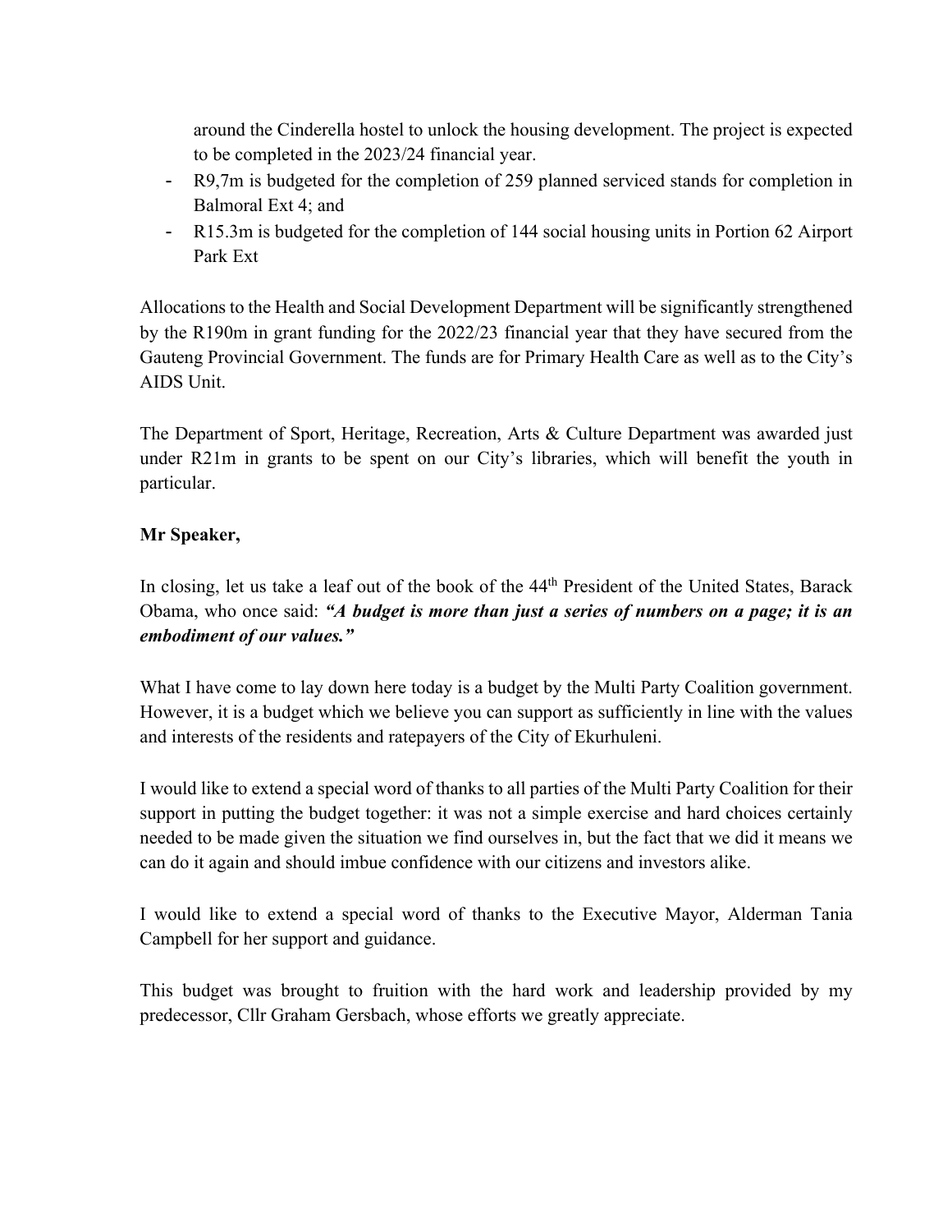around the Cinderella hostel to unlock the housing development. The project is expected to be completed in the 2023/24 financial year.

- R9,7m is budgeted for the completion of 259 planned serviced stands for completion in Balmoral Ext 4; and
- R15.3m is budgeted for the completion of 144 social housing units in Portion 62 Airport Park Ext

Allocations to the Health and Social Development Department will be significantly strengthened by the R190m in grant funding for the 2022/23 financial year that they have secured from the Gauteng Provincial Government. The funds are for Primary Health Care as well as to the City's AIDS Unit.

The Department of Sport, Heritage, Recreation, Arts & Culture Department was awarded just under R21m in grants to be spent on our City's libraries, which will benefit the youth in particular.

**Mr Speaker,**

In closing, let us take a leaf out of the book of the 44th President of the United States, Barack Obama, who once said: ***"A budget is more than just a series of numbers on a page; it is an embodiment of our values."***

What I have come to lay down here today is a budget by the Multi Party Coalition government. However, it is a budget which we believe you can support as sufficiently in line with the values and interests of the residents and ratepayers of the City of Ekurhuleni.

I would like to extend a special word of thanks to all parties of the Multi Party Coalition for their support in putting the budget together: it was not a simple exercise and hard choices certainly needed to be made given the situation we find ourselves in, but the fact that we did it means we can do it again and should imbue confidence with our citizens and investors alike.

I would like to extend a special word of thanks to the Executive Mayor, Alderman Tania Campbell for her support and guidance.

This budget was brought to fruition with the hard work and leadership provided by my predecessor, Cllr Graham Gersbach, whose efforts we greatly appreciate.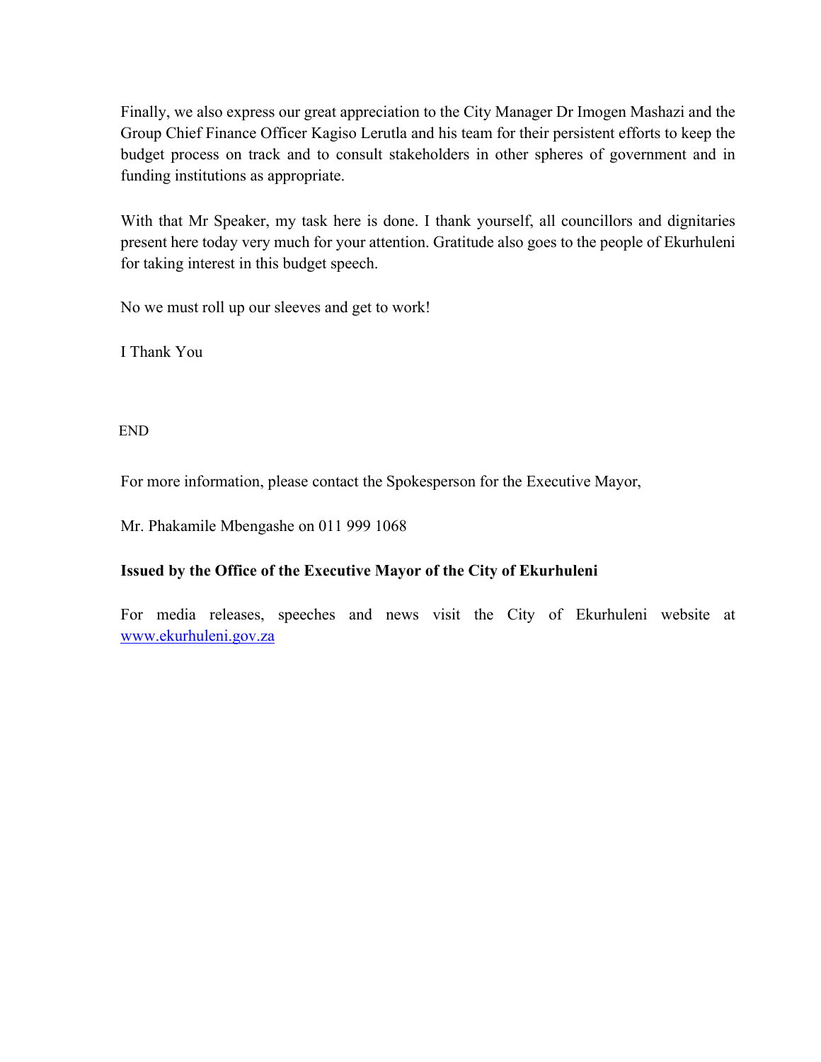Finally, we also express our great appreciation to the City Manager Dr Imogen Mashazi and the Group Chief Finance Officer Kagiso Lerutla and his team for their persistent efforts to keep the budget process on track and to consult stakeholders in other spheres of government and in funding institutions as appropriate.

With that Mr Speaker, my task here is done. I thank yourself, all councillors and dignitaries present here today very much for your attention. Gratitude also goes to the people of Ekurhuleni for taking interest in this budget speech.

No we must roll up our sleeves and get to work!

I Thank You

END

For more information, please contact the Spokesperson for the Executive Mayor,

Mr. Phakamile Mbengashe on 011 999 1068

**Issued by the Office of the Executive Mayor of the City of Ekurhuleni**

For media releases, speeches and news visit the City of Ekurhuleni website at [www.ekurhuleni.gov.za](http://www.ekurhuleni.gov.za)